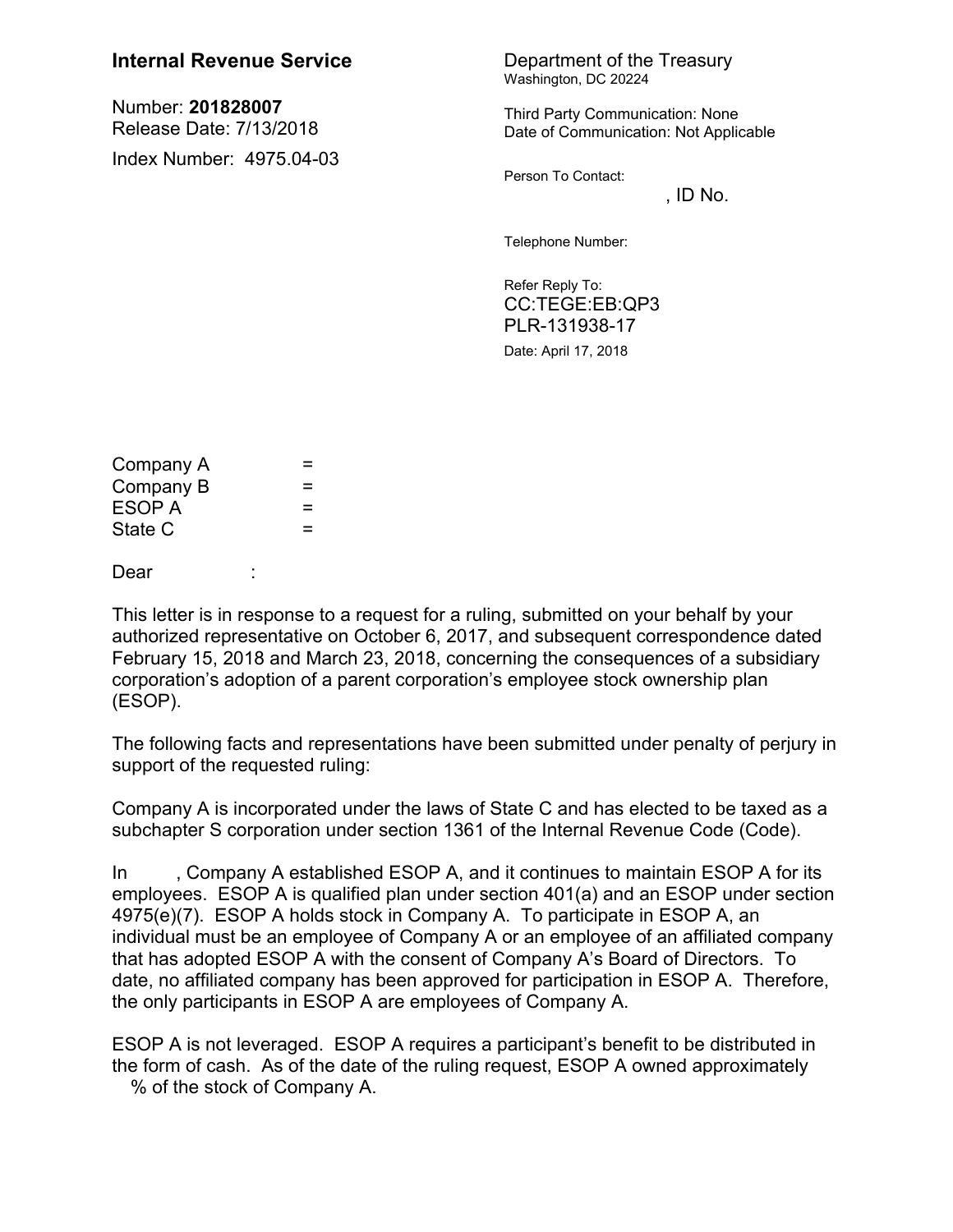**Internal Revenue Service**

Number: **201828007**
Release Date: 7/13/2018

Index Number: 4975.04-03

Department of the Treasury
Washington, DC 20224

Third Party Communication: None
Date of Communication: Not Applicable

Person To Contact:
, ID No.

Telephone Number:

Refer Reply To:
CC:TEGE:EB:QP3
PLR-131938-17
Date: April 17, 2018

| | |
|---|---|
| Company A | = |
| Company B | = |
| ESOP A | = |
| State C | = |

Dear :

This letter is in response to a request for a ruling, submitted on your behalf by your authorized representative on October 6, 2017, and subsequent correspondence dated February 15, 2018 and March 23, 2018, concerning the consequences of a subsidiary corporation's adoption of a parent corporation's employee stock ownership plan (ESOP).

The following facts and representations have been submitted under penalty of perjury in support of the requested ruling:

Company A is incorporated under the laws of State C and has elected to be taxed as a subchapter S corporation under section 1361 of the Internal Revenue Code (Code).

In , Company A established ESOP A, and it continues to maintain ESOP A for its employees. ESOP A is qualified plan under section 401(a) and an ESOP under section 4975(e)(7). ESOP A holds stock in Company A. To participate in ESOP A, an individual must be an employee of Company A or an employee of an affiliated company that has adopted ESOP A with the consent of Company A's Board of Directors. To date, no affiliated company has been approved for participation in ESOP A. Therefore, the only participants in ESOP A are employees of Company A.

ESOP A is not leveraged. ESOP A requires a participant's benefit to be distributed in the form of cash. As of the date of the ruling request, ESOP A owned approximately % of the stock of Company A.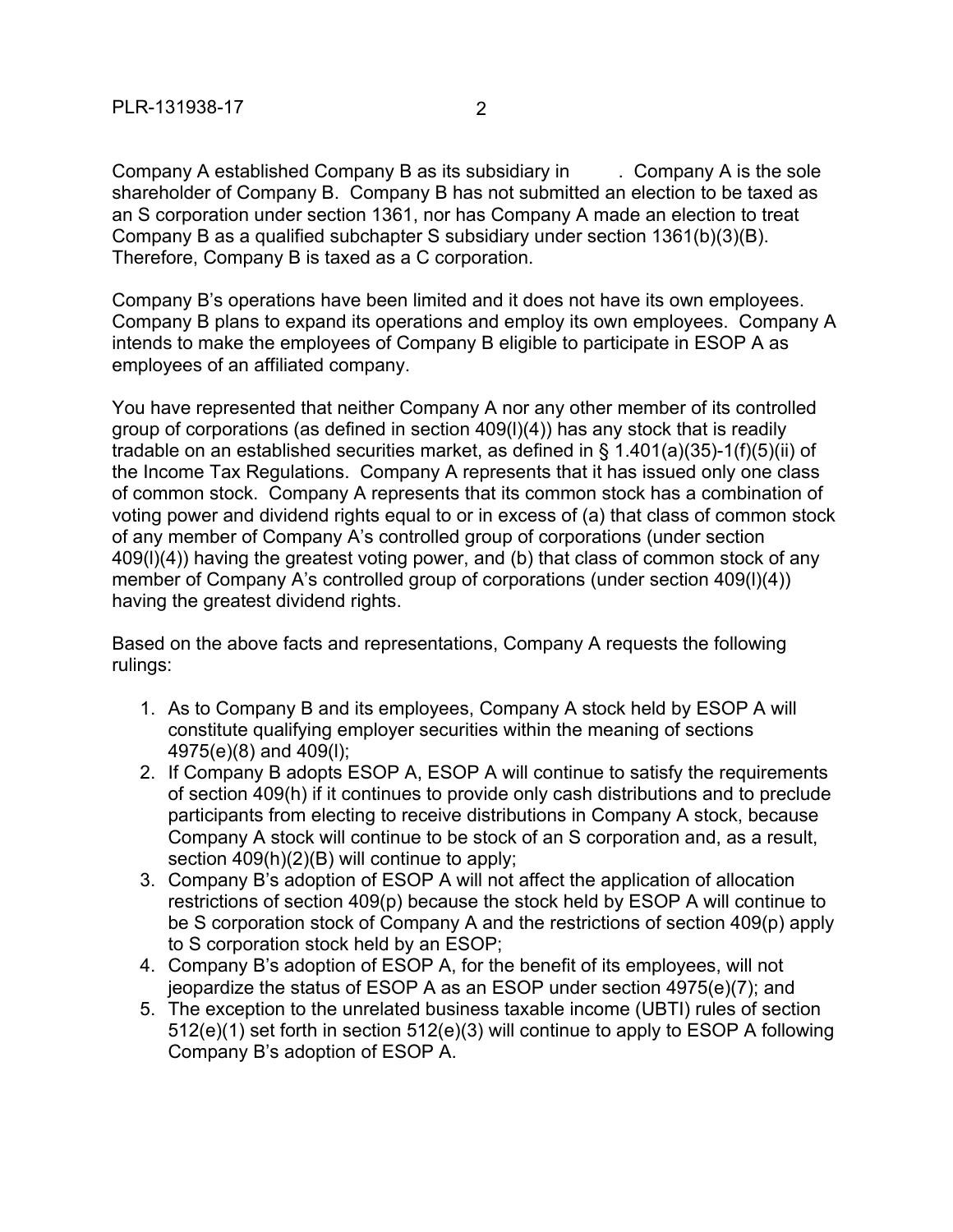Company A established Company B as its subsidiary in . Company A is the sole shareholder of Company B. Company B has not submitted an election to be taxed as an S corporation under section 1361, nor has Company A made an election to treat Company B as a qualified subchapter S subsidiary under section 1361(b)(3)(B). Therefore, Company B is taxed as a C corporation.

Company B's operations have been limited and it does not have its own employees. Company B plans to expand its operations and employ its own employees. Company A intends to make the employees of Company B eligible to participate in ESOP A as employees of an affiliated company.

You have represented that neither Company A nor any other member of its controlled group of corporations (as defined in section 409(l)(4)) has any stock that is readily tradable on an established securities market, as defined in § 1.401(a)(35)-1(f)(5)(ii) of the Income Tax Regulations. Company A represents that it has issued only one class of common stock. Company A represents that its common stock has a combination of voting power and dividend rights equal to or in excess of (a) that class of common stock of any member of Company A's controlled group of corporations (under section 409(l)(4)) having the greatest voting power, and (b) that class of common stock of any member of Company A's controlled group of corporations (under section 409(l)(4)) having the greatest dividend rights.

Based on the above facts and representations, Company A requests the following rulings:

1. As to Company B and its employees, Company A stock held by ESOP A will constitute qualifying employer securities within the meaning of sections 4975(e)(8) and 409(l);
2. If Company B adopts ESOP A, ESOP A will continue to satisfy the requirements of section 409(h) if it continues to provide only cash distributions and to preclude participants from electing to receive distributions in Company A stock, because Company A stock will continue to be stock of an S corporation and, as a result, section 409(h)(2)(B) will continue to apply;
3. Company B's adoption of ESOP A will not affect the application of allocation restrictions of section 409(p) because the stock held by ESOP A will continue to be S corporation stock of Company A and the restrictions of section 409(p) apply to S corporation stock held by an ESOP;
4. Company B's adoption of ESOP A, for the benefit of its employees, will not jeopardize the status of ESOP A as an ESOP under section 4975(e)(7); and
5. The exception to the unrelated business taxable income (UBTI) rules of section 512(e)(1) set forth in section 512(e)(3) will continue to apply to ESOP A following Company B's adoption of ESOP A.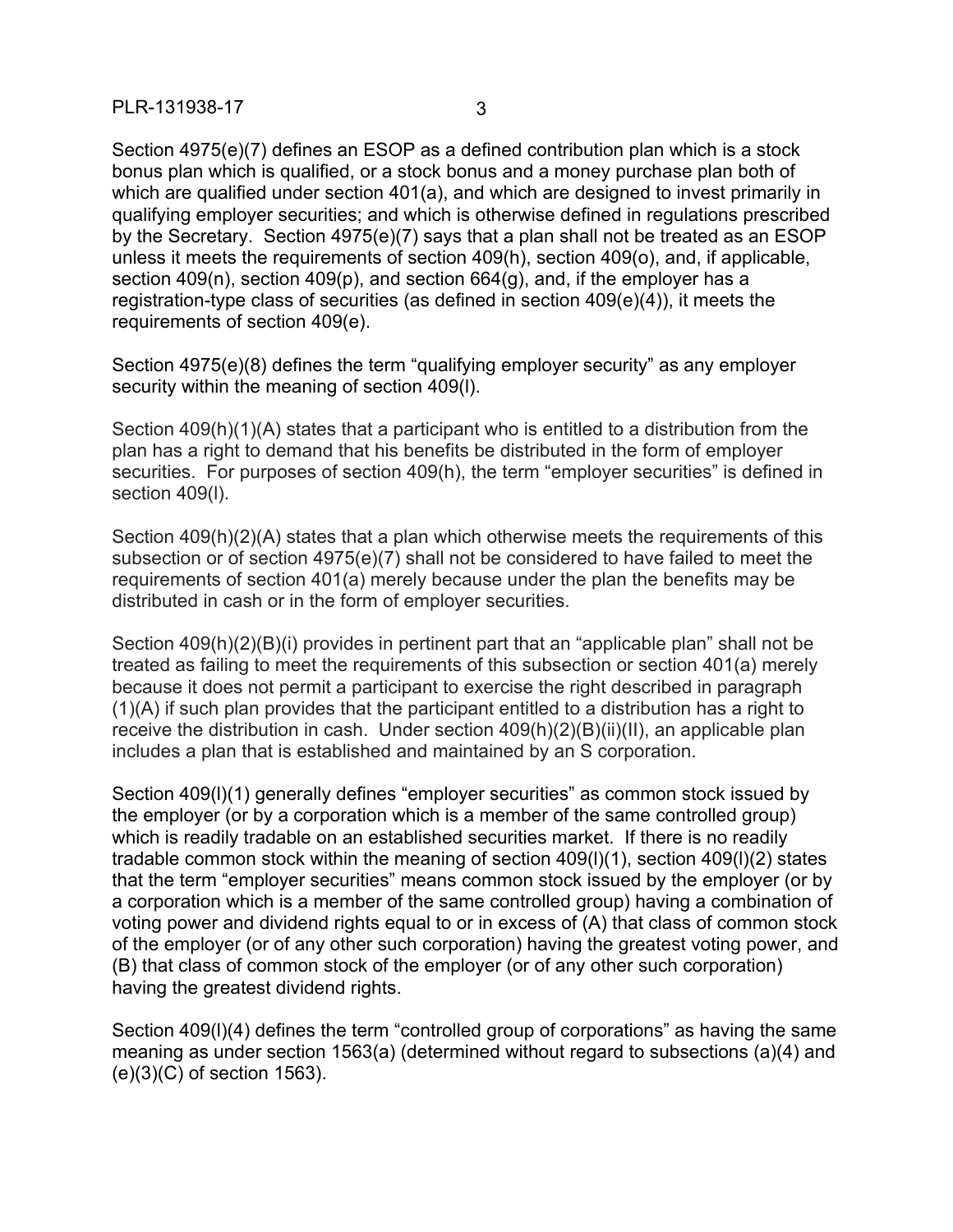Section 4975(e)(7) defines an ESOP as a defined contribution plan which is a stock bonus plan which is qualified, or a stock bonus and a money purchase plan both of which are qualified under section 401(a), and which are designed to invest primarily in qualifying employer securities; and which is otherwise defined in regulations prescribed by the Secretary. Section 4975(e)(7) says that a plan shall not be treated as an ESOP unless it meets the requirements of section 409(h), section 409(o), and, if applicable, section 409(n), section 409(p), and section 664(g), and, if the employer has a registration-type class of securities (as defined in section 409(e)(4)), it meets the requirements of section 409(e).

Section 4975(e)(8) defines the term "qualifying employer security" as any employer security within the meaning of section 409(l).

Section 409(h)(1)(A) states that a participant who is entitled to a distribution from the plan has a right to demand that his benefits be distributed in the form of employer securities. For purposes of section 409(h), the term "employer securities" is defined in section 409(l).

Section 409(h)(2)(A) states that a plan which otherwise meets the requirements of this subsection or of section 4975(e)(7) shall not be considered to have failed to meet the requirements of section 401(a) merely because under the plan the benefits may be distributed in cash or in the form of employer securities.

Section 409(h)(2)(B)(i) provides in pertinent part that an "applicable plan" shall not be treated as failing to meet the requirements of this subsection or section 401(a) merely because it does not permit a participant to exercise the right described in paragraph (1)(A) if such plan provides that the participant entitled to a distribution has a right to receive the distribution in cash. Under section 409(h)(2)(B)(ii)(II), an applicable plan includes a plan that is established and maintained by an S corporation.

Section 409(l)(1) generally defines "employer securities" as common stock issued by the employer (or by a corporation which is a member of the same controlled group) which is readily tradable on an established securities market. If there is no readily tradable common stock within the meaning of section 409(l)(1), section 409(l)(2) states that the term "employer securities" means common stock issued by the employer (or by a corporation which is a member of the same controlled group) having a combination of voting power and dividend rights equal to or in excess of (A) that class of common stock of the employer (or of any other such corporation) having the greatest voting power, and (B) that class of common stock of the employer (or of any other such corporation) having the greatest dividend rights.

Section 409(l)(4) defines the term "controlled group of corporations" as having the same meaning as under section 1563(a) (determined without regard to subsections (a)(4) and (e)(3)(C) of section 1563).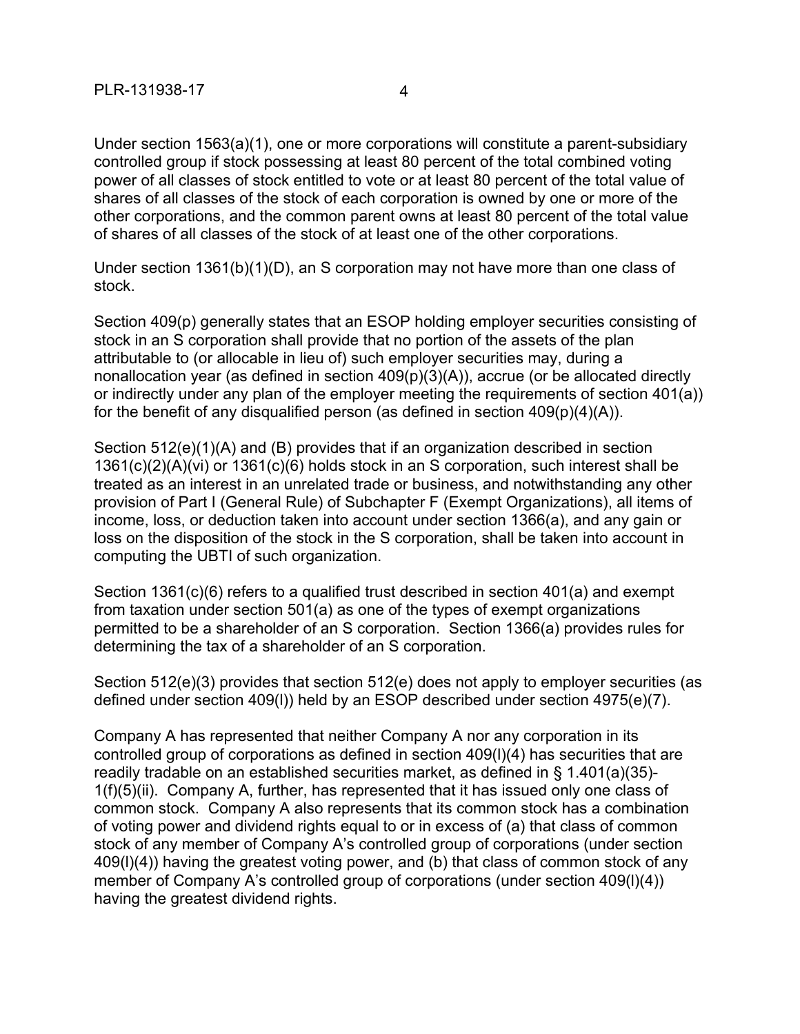Under section 1563(a)(1), one or more corporations will constitute a parent-subsidiary controlled group if stock possessing at least 80 percent of the total combined voting power of all classes of stock entitled to vote or at least 80 percent of the total value of shares of all classes of the stock of each corporation is owned by one or more of the other corporations, and the common parent owns at least 80 percent of the total value of shares of all classes of the stock of at least one of the other corporations.

Under section 1361(b)(1)(D), an S corporation may not have more than one class of stock.

Section 409(p) generally states that an ESOP holding employer securities consisting of stock in an S corporation shall provide that no portion of the assets of the plan attributable to (or allocable in lieu of) such employer securities may, during a nonallocation year (as defined in section 409(p)(3)(A)), accrue (or be allocated directly or indirectly under any plan of the employer meeting the requirements of section 401(a)) for the benefit of any disqualified person (as defined in section 409(p)(4)(A)).

Section 512(e)(1)(A) and (B) provides that if an organization described in section 1361(c)(2)(A)(vi) or 1361(c)(6) holds stock in an S corporation, such interest shall be treated as an interest in an unrelated trade or business, and notwithstanding any other provision of Part I (General Rule) of Subchapter F (Exempt Organizations), all items of income, loss, or deduction taken into account under section 1366(a), and any gain or loss on the disposition of the stock in the S corporation, shall be taken into account in computing the UBTI of such organization.

Section 1361(c)(6) refers to a qualified trust described in section 401(a) and exempt from taxation under section 501(a) as one of the types of exempt organizations permitted to be a shareholder of an S corporation. Section 1366(a) provides rules for determining the tax of a shareholder of an S corporation.

Section 512(e)(3) provides that section 512(e) does not apply to employer securities (as defined under section 409(l)) held by an ESOP described under section 4975(e)(7).

Company A has represented that neither Company A nor any corporation in its controlled group of corporations as defined in section 409(l)(4) has securities that are readily tradable on an established securities market, as defined in § 1.401(a)(35)-1(f)(5)(ii). Company A, further, has represented that it has issued only one class of common stock. Company A also represents that its common stock has a combination of voting power and dividend rights equal to or in excess of (a) that class of common stock of any member of Company A's controlled group of corporations (under section 409(l)(4)) having the greatest voting power, and (b) that class of common stock of any member of Company A's controlled group of corporations (under section 409(l)(4)) having the greatest dividend rights.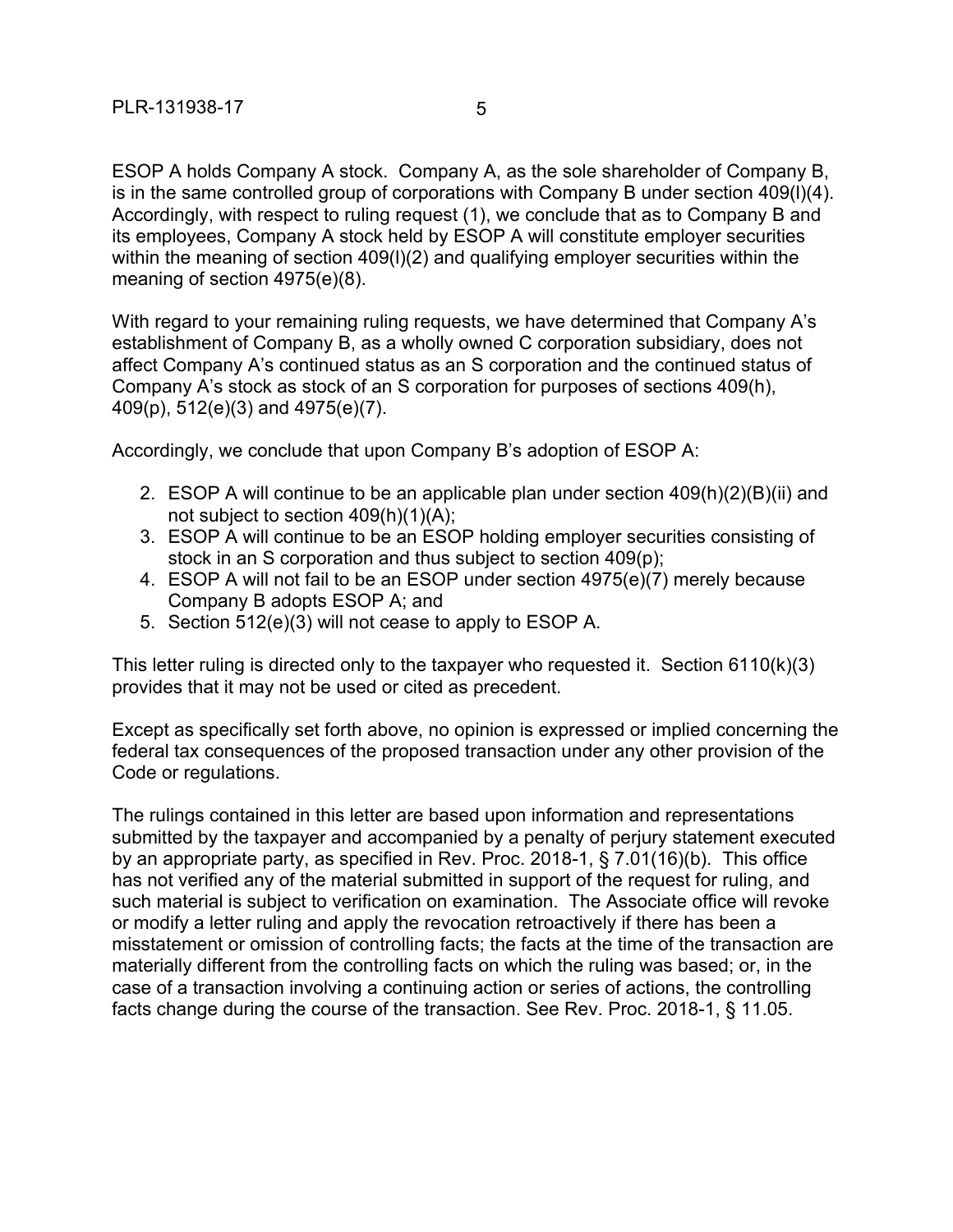ESOP A holds Company A stock. Company A, as the sole shareholder of Company B, is in the same controlled group of corporations with Company B under section 409(l)(4). Accordingly, with respect to ruling request (1), we conclude that as to Company B and its employees, Company A stock held by ESOP A will constitute employer securities within the meaning of section 409(l)(2) and qualifying employer securities within the meaning of section 4975(e)(8).

With regard to your remaining ruling requests, we have determined that Company A's establishment of Company B, as a wholly owned C corporation subsidiary, does not affect Company A's continued status as an S corporation and the continued status of Company A's stock as stock of an S corporation for purposes of sections 409(h), 409(p), 512(e)(3) and 4975(e)(7).

Accordingly, we conclude that upon Company B's adoption of ESOP A:

2. ESOP A will continue to be an applicable plan under section 409(h)(2)(B)(ii) and not subject to section 409(h)(1)(A);
3. ESOP A will continue to be an ESOP holding employer securities consisting of stock in an S corporation and thus subject to section 409(p);
4. ESOP A will not fail to be an ESOP under section 4975(e)(7) merely because Company B adopts ESOP A; and
5. Section 512(e)(3) will not cease to apply to ESOP A.

This letter ruling is directed only to the taxpayer who requested it. Section 6110(k)(3) provides that it may not be used or cited as precedent.

Except as specifically set forth above, no opinion is expressed or implied concerning the federal tax consequences of the proposed transaction under any other provision of the Code or regulations.

The rulings contained in this letter are based upon information and representations submitted by the taxpayer and accompanied by a penalty of perjury statement executed by an appropriate party, as specified in Rev. Proc. 2018-1, § 7.01(16)(b). This office has not verified any of the material submitted in support of the request for ruling, and such material is subject to verification on examination. The Associate office will revoke or modify a letter ruling and apply the revocation retroactively if there has been a misstatement or omission of controlling facts; the facts at the time of the transaction are materially different from the controlling facts on which the ruling was based; or, in the case of a transaction involving a continuing action or series of actions, the controlling facts change during the course of the transaction. See Rev. Proc. 2018-1, § 11.05.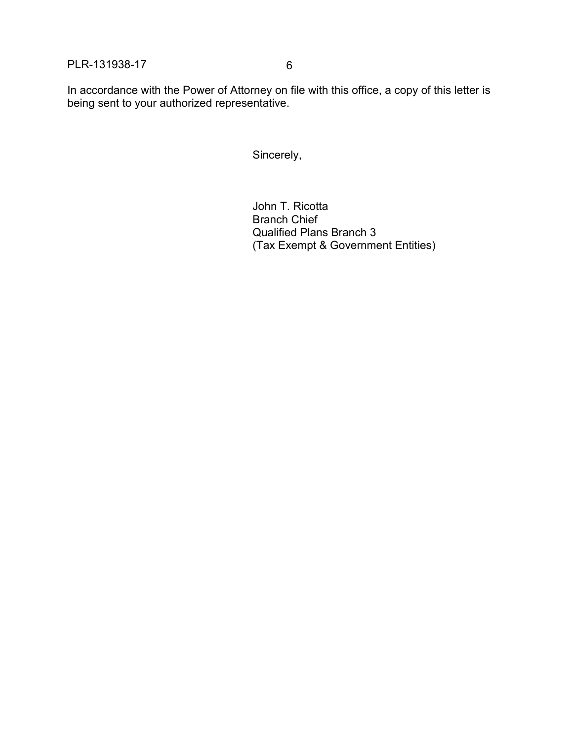In accordance with the Power of Attorney on file with this office, a copy of this letter is being sent to your authorized representative.

Sincerely,

John T. Ricotta
Branch Chief
Qualified Plans Branch 3
(Tax Exempt & Government Entities)